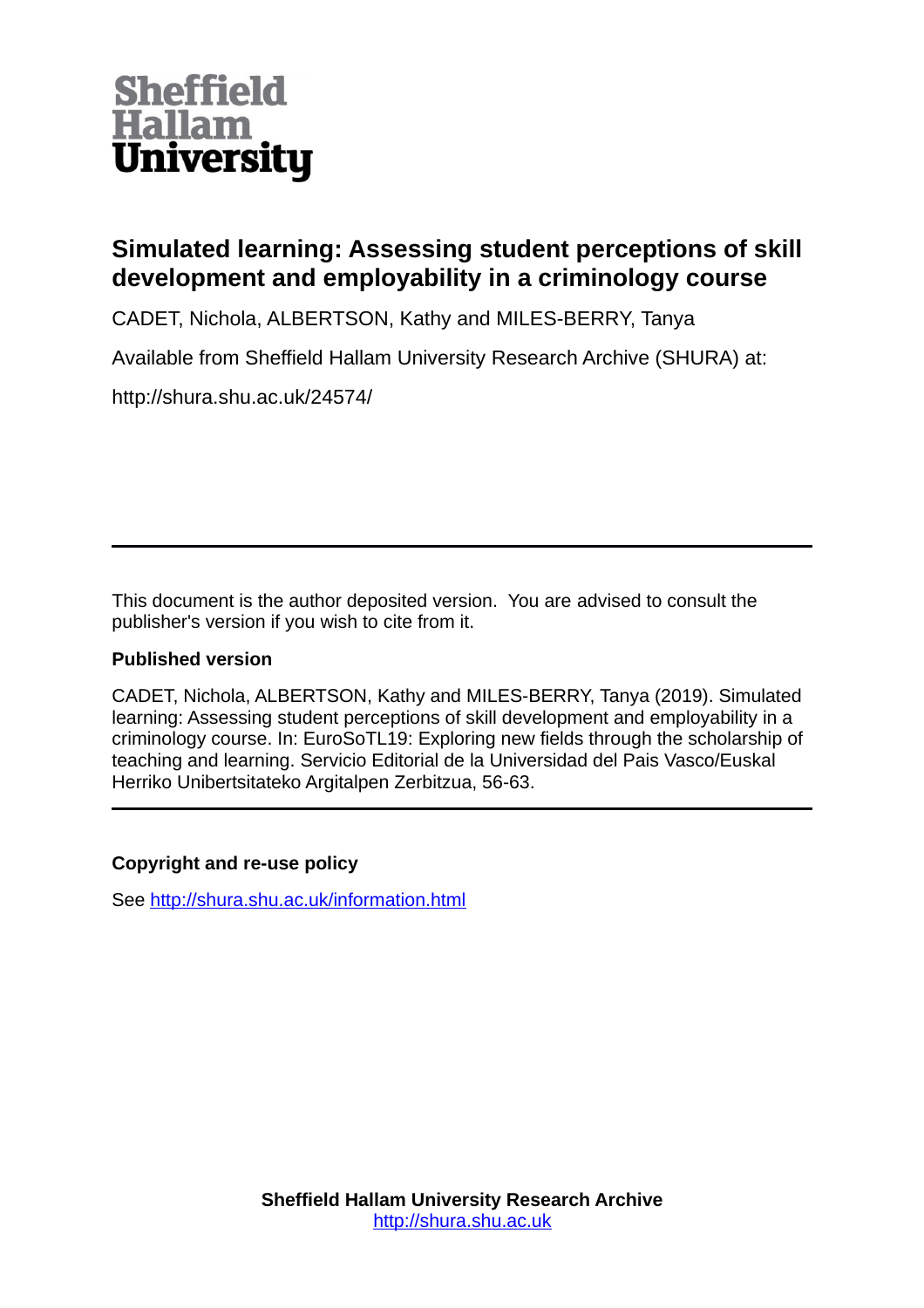Sheffield Hallam University

# Simulated learning: Assessing student perceptions of skill development and employability in a criminology course

CADET, Nichola, ALBERTSON, Kathy and MILES-BERRY, Tanya

Available from Sheffield Hallam University Research Archive (SHURA) at:

http://shura.shu.ac.uk/24574/

---

This document is the author deposited version. You are advised to consult the publisher's version if you wish to cite from it.

**Published version**

CADET, Nichola, ALBERTSON, Kathy and MILES-BERRY, Tanya (2019). Simulated learning: Assessing student perceptions of skill development and employability in a criminology course. In: EuroSoTL19: Exploring new fields through the scholarship of teaching and learning. Servicio Editorial de la Universidad del Pais Vasco/Euskal Herriko Unibertsitateko Argitalpen Zerbitzua, 56-63.

---

**Copyright and re-use policy**

See http://shura.shu.ac.uk/information.html

**Sheffield Hallam University Research Archive**
http://shura.shu.ac.uk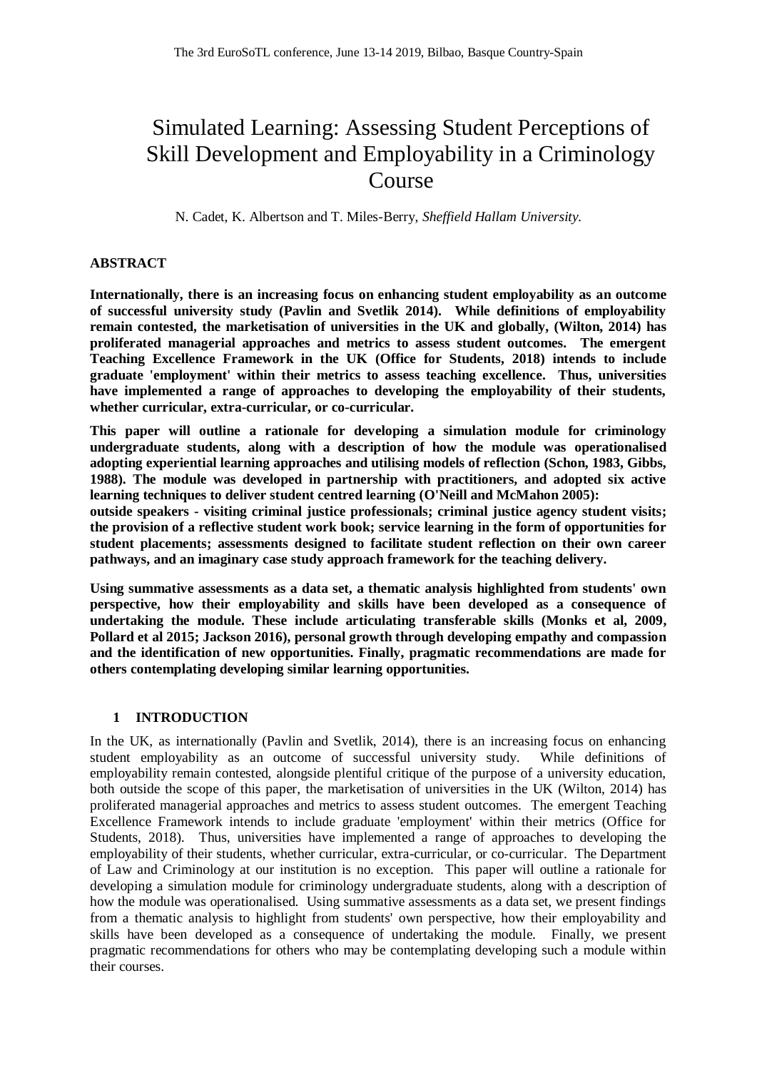# Simulated Learning: Assessing Student Perceptions of Skill Development and Employability in a Criminology Course

N. Cadet, K. Albertson and T. Miles-Berry, *Sheffield Hallam University.*

## ABSTRACT

**Internationally, there is an increasing focus on enhancing student employability as an outcome of successful university study (Pavlin and Svetlik 2014). While definitions of employability remain contested, the marketisation of universities in the UK and globally, (Wilton, 2014) has proliferated managerial approaches and metrics to assess student outcomes. The emergent Teaching Excellence Framework in the UK (Office for Students, 2018) intends to include graduate 'employment' within their metrics to assess teaching excellence. Thus, universities have implemented a range of approaches to developing the employability of their students, whether curricular, extra-curricular, or co-curricular.**

**This paper will outline a rationale for developing a simulation module for criminology undergraduate students, along with a description of how the module was operationalised adopting experiential learning approaches and utilising models of reflection (Schon, 1983, Gibbs, 1988). The module was developed in partnership with practitioners, and adopted six active learning techniques to deliver student centred learning (O'Neill and McMahon 2005): outside speakers - visiting criminal justice professionals; criminal justice agency student visits; the provision of a reflective student work book; service learning in the form of opportunities for student placements; assessments designed to facilitate student reflection on their own career pathways, and an imaginary case study approach framework for the teaching delivery.**

**Using summative assessments as a data set, a thematic analysis highlighted from students' own perspective, how their employability and skills have been developed as a consequence of undertaking the module. These include articulating transferable skills (Monks et al, 2009, Pollard et al 2015; Jackson 2016), personal growth through developing empathy and compassion and the identification of new opportunities. Finally, pragmatic recommendations are made for others contemplating developing similar learning opportunities.**

## 1 INTRODUCTION

In the UK, as internationally (Pavlin and Svetlik, 2014), there is an increasing focus on enhancing student employability as an outcome of successful university study. While definitions of employability remain contested, alongside plentiful critique of the purpose of a university education, both outside the scope of this paper, the marketisation of universities in the UK (Wilton, 2014) has proliferated managerial approaches and metrics to assess student outcomes. The emergent Teaching Excellence Framework intends to include graduate 'employment' within their metrics (Office for Students, 2018). Thus, universities have implemented a range of approaches to developing the employability of their students, whether curricular, extra-curricular, or co-curricular. The Department of Law and Criminology at our institution is no exception. This paper will outline a rationale for developing a simulation module for criminology undergraduate students, along with a description of how the module was operationalised. Using summative assessments as a data set, we present findings from a thematic analysis to highlight from students' own perspective, how their employability and skills have been developed as a consequence of undertaking the module. Finally, we present pragmatic recommendations for others who may be contemplating developing such a module within their courses.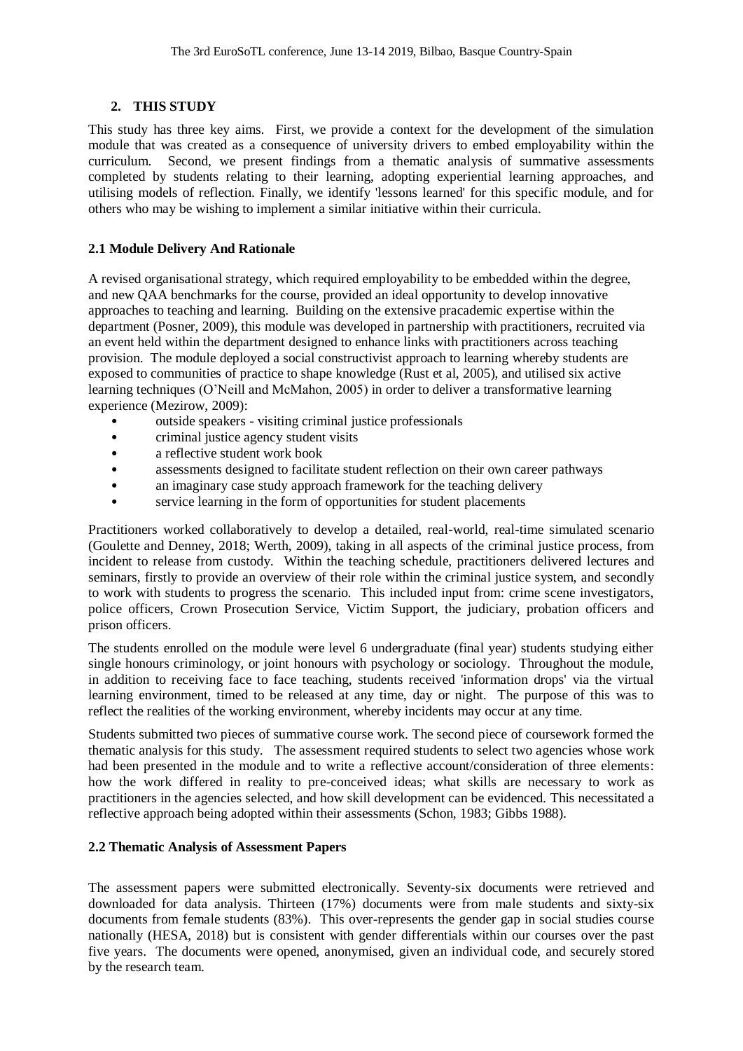## 2. THIS STUDY

This study has three key aims. First, we provide a context for the development of the simulation module that was created as a consequence of university drivers to embed employability within the curriculum. Second, we present findings from a thematic analysis of summative assessments completed by students relating to their learning, adopting experiential learning approaches, and utilising models of reflection. Finally, we identify 'lessons learned' for this specific module, and for others who may be wishing to implement a similar initiative within their curricula.

### 2.1 Module Delivery And Rationale

A revised organisational strategy, which required employability to be embedded within the degree, and new QAA benchmarks for the course, provided an ideal opportunity to develop innovative approaches to teaching and learning. Building on the extensive pracademic expertise within the department (Posner, 2009), this module was developed in partnership with practitioners, recruited via an event held within the department designed to enhance links with practitioners across teaching provision. The module deployed a social constructivist approach to learning whereby students are exposed to communities of practice to shape knowledge (Rust et al, 2005), and utilised six active learning techniques (O'Neill and McMahon, 2005) in order to deliver a transformative learning experience (Mezirow, 2009):

- outside speakers - visiting criminal justice professionals
- criminal justice agency student visits
- a reflective student work book
- assessments designed to facilitate student reflection on their own career pathways
- an imaginary case study approach framework for the teaching delivery
- service learning in the form of opportunities for student placements

Practitioners worked collaboratively to develop a detailed, real-world, real-time simulated scenario (Goulette and Denney, 2018; Werth, 2009), taking in all aspects of the criminal justice process, from incident to release from custody. Within the teaching schedule, practitioners delivered lectures and seminars, firstly to provide an overview of their role within the criminal justice system, and secondly to work with students to progress the scenario. This included input from: crime scene investigators, police officers, Crown Prosecution Service, Victim Support, the judiciary, probation officers and prison officers.

The students enrolled on the module were level 6 undergraduate (final year) students studying either single honours criminology, or joint honours with psychology or sociology. Throughout the module, in addition to receiving face to face teaching, students received 'information drops' via the virtual learning environment, timed to be released at any time, day or night. The purpose of this was to reflect the realities of the working environment, whereby incidents may occur at any time.

Students submitted two pieces of summative course work. The second piece of coursework formed the thematic analysis for this study. The assessment required students to select two agencies whose work had been presented in the module and to write a reflective account/consideration of three elements: how the work differed in reality to pre-conceived ideas; what skills are necessary to work as practitioners in the agencies selected, and how skill development can be evidenced. This necessitated a reflective approach being adopted within their assessments (Schon, 1983; Gibbs 1988).

### 2.2 Thematic Analysis of Assessment Papers

The assessment papers were submitted electronically. Seventy-six documents were retrieved and downloaded for data analysis. Thirteen (17%) documents were from male students and sixty-six documents from female students (83%). This over-represents the gender gap in social studies course nationally (HESA, 2018) but is consistent with gender differentials within our courses over the past five years. The documents were opened, anonymised, given an individual code, and securely stored by the research team.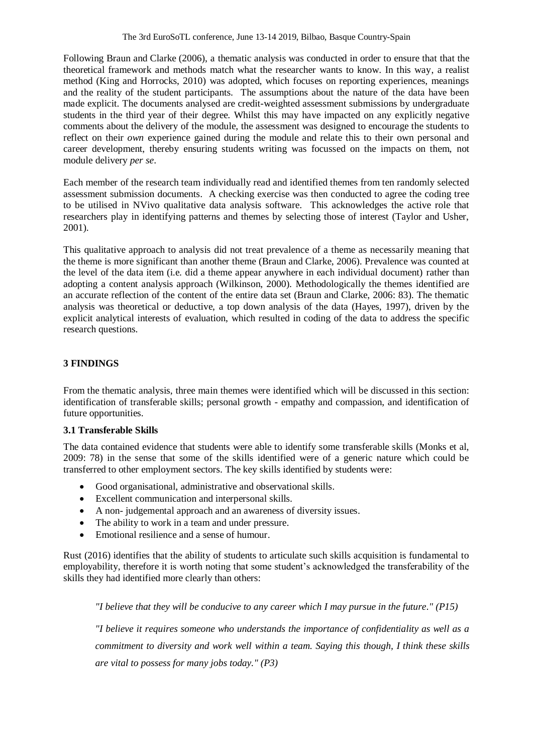Following Braun and Clarke (2006), a thematic analysis was conducted in order to ensure that that the theoretical framework and methods match what the researcher wants to know. In this way, a realist method (King and Horrocks, 2010) was adopted, which focuses on reporting experiences, meanings and the reality of the student participants. The assumptions about the nature of the data have been made explicit. The documents analysed are credit-weighted assessment submissions by undergraduate students in the third year of their degree. Whilst this may have impacted on any explicitly negative comments about the delivery of the module, the assessment was designed to encourage the students to reflect on their *own* experience gained during the module and relate this to their own personal and career development, thereby ensuring students writing was focussed on the impacts on them, not module delivery *per se*.

Each member of the research team individually read and identified themes from ten randomly selected assessment submission documents. A checking exercise was then conducted to agree the coding tree to be utilised in NVivo qualitative data analysis software. This acknowledges the active role that researchers play in identifying patterns and themes by selecting those of interest (Taylor and Usher, 2001).

This qualitative approach to analysis did not treat prevalence of a theme as necessarily meaning that the theme is more significant than another theme (Braun and Clarke, 2006). Prevalence was counted at the level of the data item (i.e. did a theme appear anywhere in each individual document) rather than adopting a content analysis approach (Wilkinson, 2000). Methodologically the themes identified are an accurate reflection of the content of the entire data set (Braun and Clarke, 2006: 83). The thematic analysis was theoretical or deductive, a top down analysis of the data (Hayes, 1997), driven by the explicit analytical interests of evaluation, which resulted in coding of the data to address the specific research questions.

## 3 FINDINGS

From the thematic analysis, three main themes were identified which will be discussed in this section: identification of transferable skills; personal growth - empathy and compassion, and identification of future opportunities.

### 3.1 Transferable Skills

The data contained evidence that students were able to identify some transferable skills (Monks et al, 2009: 78) in the sense that some of the skills identified were of a generic nature which could be transferred to other employment sectors. The key skills identified by students were:

- Good organisational, administrative and observational skills.
- Excellent communication and interpersonal skills.
- A non- judgemental approach and an awareness of diversity issues.
- The ability to work in a team and under pressure.
- Emotional resilience and a sense of humour.

Rust (2016) identifies that the ability of students to articulate such skills acquisition is fundamental to employability, therefore it is worth noting that some student's acknowledged the transferability of the skills they had identified more clearly than others:

*"I believe that they will be conducive to any career which I may pursue in the future." (P15)*

*"I believe it requires someone who understands the importance of confidentiality as well as a commitment to diversity and work well within a team. Saying this though, I think these skills are vital to possess for many jobs today." (P3)*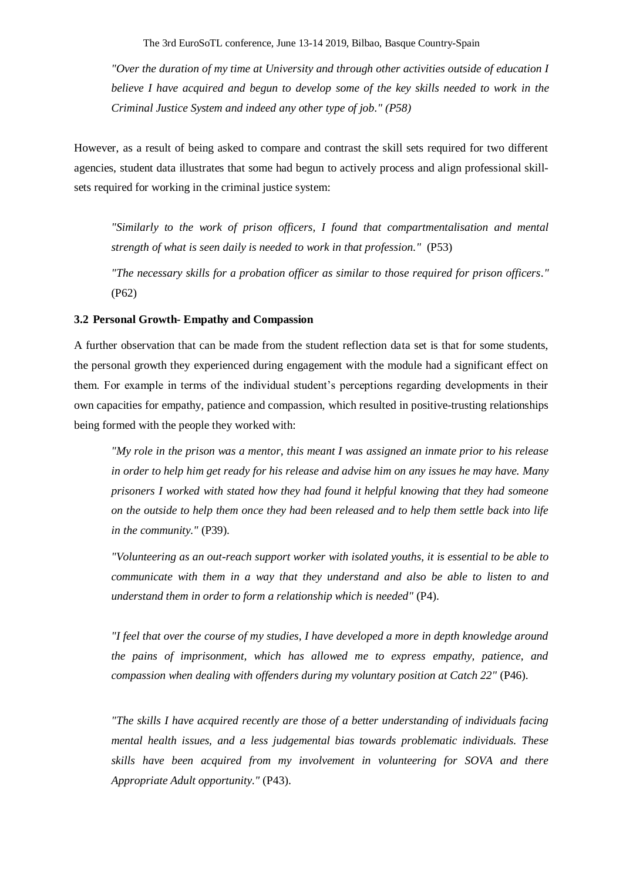> *"Over the duration of my time at University and through other activities outside of education I believe I have acquired and begun to develop some of the key skills needed to work in the Criminal Justice System and indeed any other type of job." (P58)*

However, as a result of being asked to compare and contrast the skill sets required for two different agencies, student data illustrates that some had begun to actively process and align professional skill-sets required for working in the criminal justice system:

> *"Similarly to the work of prison officers, I found that compartmentalisation and mental strength of what is seen daily is needed to work in that profession."* (P53)
>
> *"The necessary skills for a probation officer as similar to those required for prison officers."* (P62)

### 3.2 Personal Growth- Empathy and Compassion

A further observation that can be made from the student reflection data set is that for some students, the personal growth they experienced during engagement with the module had a significant effect on them. For example in terms of the individual student's perceptions regarding developments in their own capacities for empathy, patience and compassion, which resulted in positive-trusting relationships being formed with the people they worked with:

> *"My role in the prison was a mentor, this meant I was assigned an inmate prior to his release in order to help him get ready for his release and advise him on any issues he may have. Many prisoners I worked with stated how they had found it helpful knowing that they had someone on the outside to help them once they had been released and to help them settle back into life in the community."* (P39).
>
> *"Volunteering as an out-reach support worker with isolated youths, it is essential to be able to communicate with them in a way that they understand and also be able to listen to and understand them in order to form a relationship which is needed"* (P4).
>
> *"I feel that over the course of my studies, I have developed a more in depth knowledge around the pains of imprisonment, which has allowed me to express empathy, patience, and compassion when dealing with offenders during my voluntary position at Catch 22"* (P46).
>
> *"The skills I have acquired recently are those of a better understanding of individuals facing mental health issues, and a less judgemental bias towards problematic individuals. These skills have been acquired from my involvement in volunteering for SOVA and there Appropriate Adult opportunity."* (P43).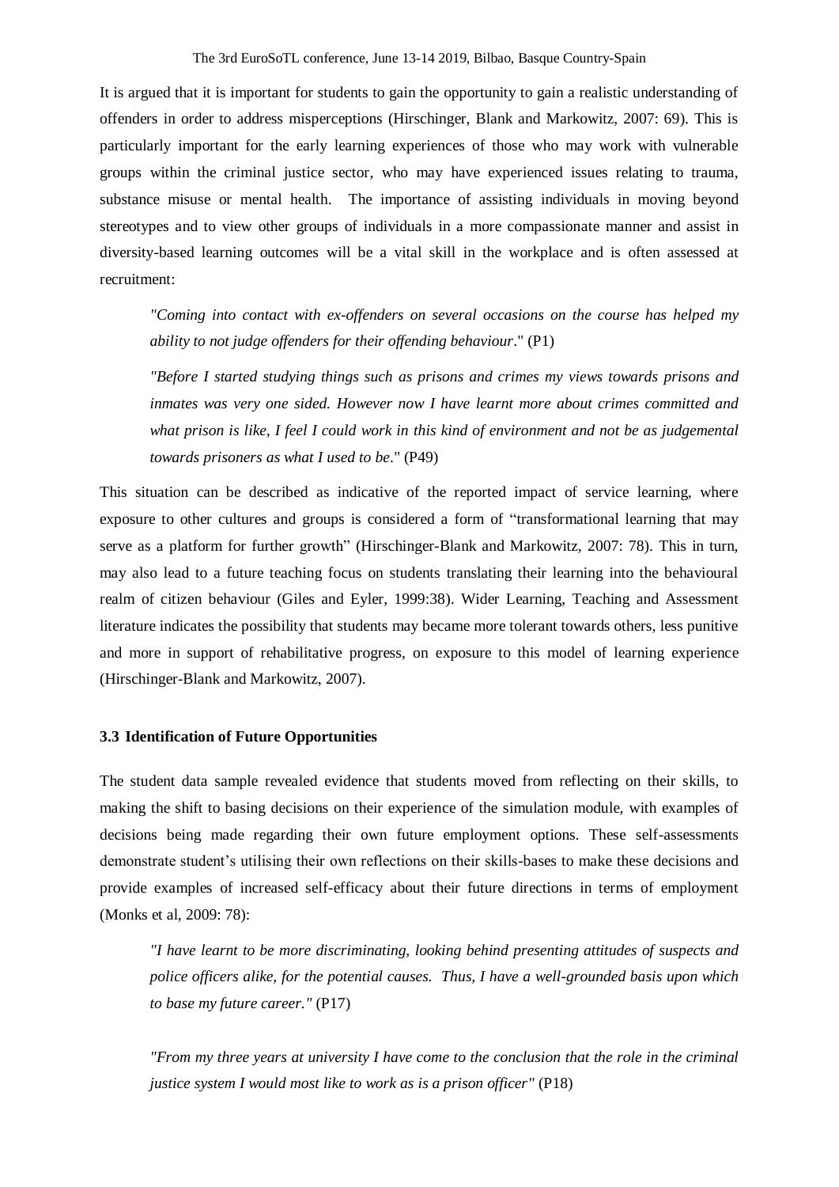It is argued that it is important for students to gain the opportunity to gain a realistic understanding of offenders in order to address misperceptions (Hirschinger, Blank and Markowitz, 2007: 69). This is particularly important for the early learning experiences of those who may work with vulnerable groups within the criminal justice sector, who may have experienced issues relating to trauma, substance misuse or mental health. The importance of assisting individuals in moving beyond stereotypes and to view other groups of individuals in a more compassionate manner and assist in diversity-based learning outcomes will be a vital skill in the workplace and is often assessed at recruitment:

> *"Coming into contact with ex-offenders on several occasions on the course has helped my ability to not judge offenders for their offending behaviour*." (P1)

> *"Before I started studying things such as prisons and crimes my views towards prisons and inmates was very one sided. However now I have learnt more about crimes committed and what prison is like, I feel I could work in this kind of environment and not be as judgemental towards prisoners as what I used to be*." (P49)

This situation can be described as indicative of the reported impact of service learning, where exposure to other cultures and groups is considered a form of "transformational learning that may serve as a platform for further growth" (Hirschinger-Blank and Markowitz, 2007: 78). This in turn, may also lead to a future teaching focus on students translating their learning into the behavioural realm of citizen behaviour (Giles and Eyler, 1999:38). Wider Learning, Teaching and Assessment literature indicates the possibility that students may became more tolerant towards others, less punitive and more in support of rehabilitative progress, on exposure to this model of learning experience (Hirschinger-Blank and Markowitz, 2007).

### 3.3 Identification of Future Opportunities

The student data sample revealed evidence that students moved from reflecting on their skills, to making the shift to basing decisions on their experience of the simulation module, with examples of decisions being made regarding their own future employment options. These self-assessments demonstrate student's utilising their own reflections on their skills-bases to make these decisions and provide examples of increased self-efficacy about their future directions in terms of employment (Monks et al, 2009: 78):

> *"I have learnt to be more discriminating, looking behind presenting attitudes of suspects and police officers alike, for the potential causes. Thus, I have a well-grounded basis upon which to base my future career."* (P17)

> *"From my three years at university I have come to the conclusion that the role in the criminal justice system I would most like to work as is a prison officer"* (P18)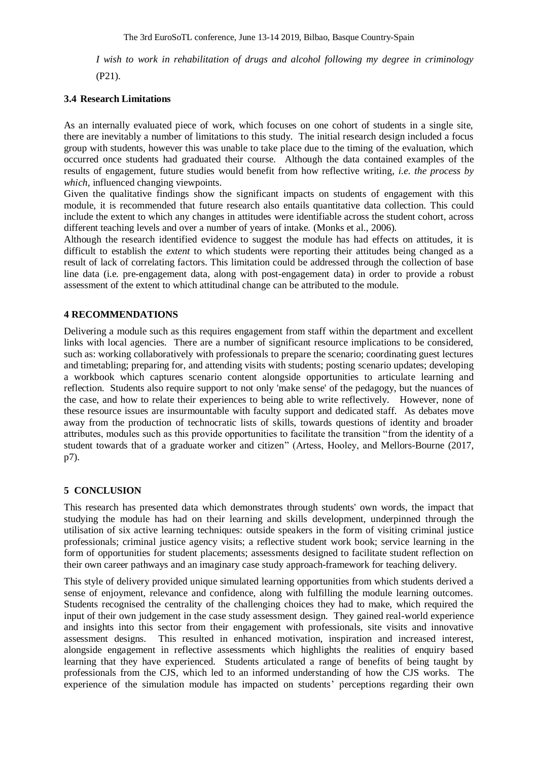*I wish to work in rehabilitation of drugs and alcohol following my degree in criminology* (P21).

### 3.4 Research Limitations

As an internally evaluated piece of work, which focuses on one cohort of students in a single site, there are inevitably a number of limitations to this study. The initial research design included a focus group with students, however this was unable to take place due to the timing of the evaluation, which occurred once students had graduated their course. Although the data contained examples of the results of engagement, future studies would benefit from how reflective writing, *i.e. the process by which,* influenced changing viewpoints.

Given the qualitative findings show the significant impacts on students of engagement with this module, it is recommended that future research also entails quantitative data collection. This could include the extent to which any changes in attitudes were identifiable across the student cohort, across different teaching levels and over a number of years of intake. (Monks et al., 2006).

Although the research identified evidence to suggest the module has had effects on attitudes, it is difficult to establish the *extent* to which students were reporting their attitudes being changed as a result of lack of correlating factors. This limitation could be addressed through the collection of base line data (i.e. pre-engagement data, along with post-engagement data) in order to provide a robust assessment of the extent to which attitudinal change can be attributed to the module.

## 4 RECOMMENDATIONS

Delivering a module such as this requires engagement from staff within the department and excellent links with local agencies. There are a number of significant resource implications to be considered, such as: working collaboratively with professionals to prepare the scenario; coordinating guest lectures and timetabling; preparing for, and attending visits with students; posting scenario updates; developing a workbook which captures scenario content alongside opportunities to articulate learning and reflection. Students also require support to not only 'make sense' of the pedagogy, but the nuances of the case, and how to relate their experiences to being able to write reflectively. However, none of these resource issues are insurmountable with faculty support and dedicated staff. As debates move away from the production of technocratic lists of skills, towards questions of identity and broader attributes, modules such as this provide opportunities to facilitate the transition "from the identity of a student towards that of a graduate worker and citizen" (Artess, Hooley, and Mellors-Bourne (2017, p7).

## 5 CONCLUSION

This research has presented data which demonstrates through students' own words, the impact that studying the module has had on their learning and skills development, underpinned through the utilisation of six active learning techniques: outside speakers in the form of visiting criminal justice professionals; criminal justice agency visits; a reflective student work book; service learning in the form of opportunities for student placements; assessments designed to facilitate student reflection on their own career pathways and an imaginary case study approach-framework for teaching delivery.

This style of delivery provided unique simulated learning opportunities from which students derived a sense of enjoyment, relevance and confidence, along with fulfilling the module learning outcomes. Students recognised the centrality of the challenging choices they had to make, which required the input of their own judgement in the case study assessment design. They gained real-world experience and insights into this sector from their engagement with professionals, site visits and innovative assessment designs. This resulted in enhanced motivation, inspiration and increased interest, alongside engagement in reflective assessments which highlights the realities of enquiry based learning that they have experienced. Students articulated a range of benefits of being taught by professionals from the CJS, which led to an informed understanding of how the CJS works. The experience of the simulation module has impacted on students' perceptions regarding their own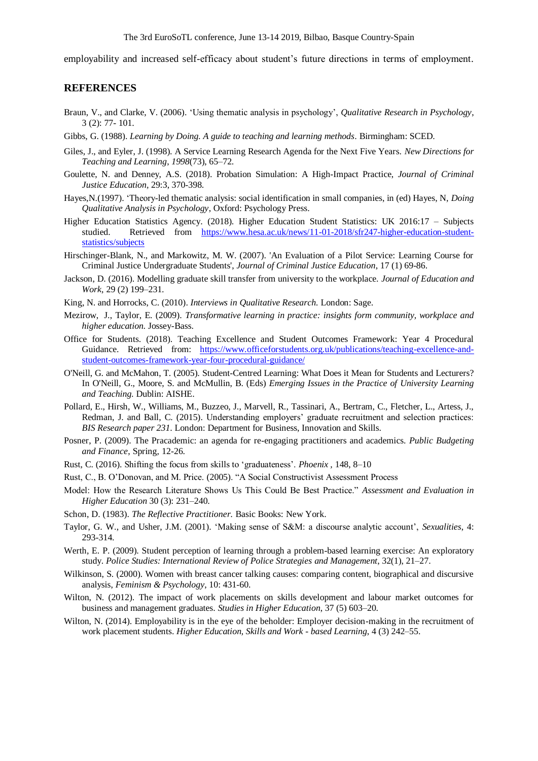employability and increased self-efficacy about student's future directions in terms of employment.

## REFERENCES

Braun, V., and Clarke, V. (2006). 'Using thematic analysis in psychology', *Qualitative Research in Psychology*, 3 (2): 77- 101.

Gibbs, G. (1988). *Learning by Doing. A guide to teaching and learning methods*. Birmingham: SCED.

Giles, J., and Eyler, J. (1998). A Service Learning Research Agenda for the Next Five Years. *New Directions for Teaching and Learning, 1998*(73), 65–72.

Goulette, N. and Denney, A.S. (2018). Probation Simulation: A High-Impact Practice, *Journal of Criminal Justice Education*, 29:3, 370-398.

Hayes,N.(1997). 'Theory-led thematic analysis: social identification in small companies, in (ed) Hayes, N, *Doing Qualitative Analysis in Psychology*, Oxford: Psychology Press.

Higher Education Statistics Agency. (2018). Higher Education Student Statistics: UK 2016:17 – Subjects studied. Retrieved from https://www.hesa.ac.uk/news/11-01-2018/sfr247-higher-education-student-statistics/subjects

Hirschinger-Blank, N., and Markowitz, M. W. (2007). 'An Evaluation of a Pilot Service: Learning Course for Criminal Justice Undergraduate Students', *Journal of Criminal Justice Education*, 17 (1) 69-86.

Jackson, D. (2016). Modelling graduate skill transfer from university to the workplace. *Journal of Education and Work*, 29 (2) 199–231.

King, N. and Horrocks, C. (2010). *Interviews in Qualitative Research.* London: Sage.

Mezirow, J., Taylor, E. (2009). *Transformative learning in practice: insights form community, workplace and higher education.* Jossey-Bass.

Office for Students. (2018). Teaching Excellence and Student Outcomes Framework: Year 4 Procedural Guidance. Retrieved from: https://www.officeforstudents.org.uk/publications/teaching-excellence-and-student-outcomes-framework-year-four-procedural-guidance/

O'Neill, G. and McMahon, T. (2005). Student-Centred Learning: What Does it Mean for Students and Lecturers? In O'Neill, G., Moore, S. and McMullin, B. (Eds) *Emerging Issues in the Practice of University Learning and Teaching.* Dublin: AISHE.

Pollard, E., Hirsh, W., Williams, M., Buzzeo, J., Marvell, R., Tassinari, A., Bertram, C., Fletcher, L., Artess, J., Redman, J. and Ball, C. (2015). Understanding employers' graduate recruitment and selection practices: *BIS Research paper 231.* London: Department for Business, Innovation and Skills.

Posner, P. (2009). The Pracademic: an agenda for re-engaging practitioners and academics. *Public Budgeting and Finance*, Spring, 12-26.

Rust, C. (2016). Shifting the focus from skills to 'graduateness'. *Phoenix* , 148, 8–10

Rust, C., B. O'Donovan, and M. Price. (2005). "A Social Constructivist Assessment Process

Model: How the Research Literature Shows Us This Could Be Best Practice." *Assessment and Evaluation in Higher Education* 30 (3): 231–240.

Schon, D. (1983). *The Reflective Practitioner.* Basic Books: New York.

Taylor, G. W., and Usher, J.M. (2001). 'Making sense of S&M: a discourse analytic account', *Sexualities*, 4: 293-314.

Werth, E. P. (2009). Student perception of learning through a problem-based learning exercise: An exploratory study. *Police Studies: International Review of Police Strategies and Management*, 32(1), 21–27.

Wilkinson, S. (2000). Women with breast cancer talking causes: comparing content, biographical and discursive analysis, *Feminism & Psychology*, 10: 431-60.

Wilton, N. (2012). The impact of work placements on skills development and labour market outcomes for business and management graduates. *Studies in Higher Education*, 37 (5) 603–20.

Wilton, N. (2014). Employability is in the eye of the beholder: Employer decision-making in the recruitment of work placement students. *Higher Education, Skills and Work - based Learning*, 4 (3) 242–55.